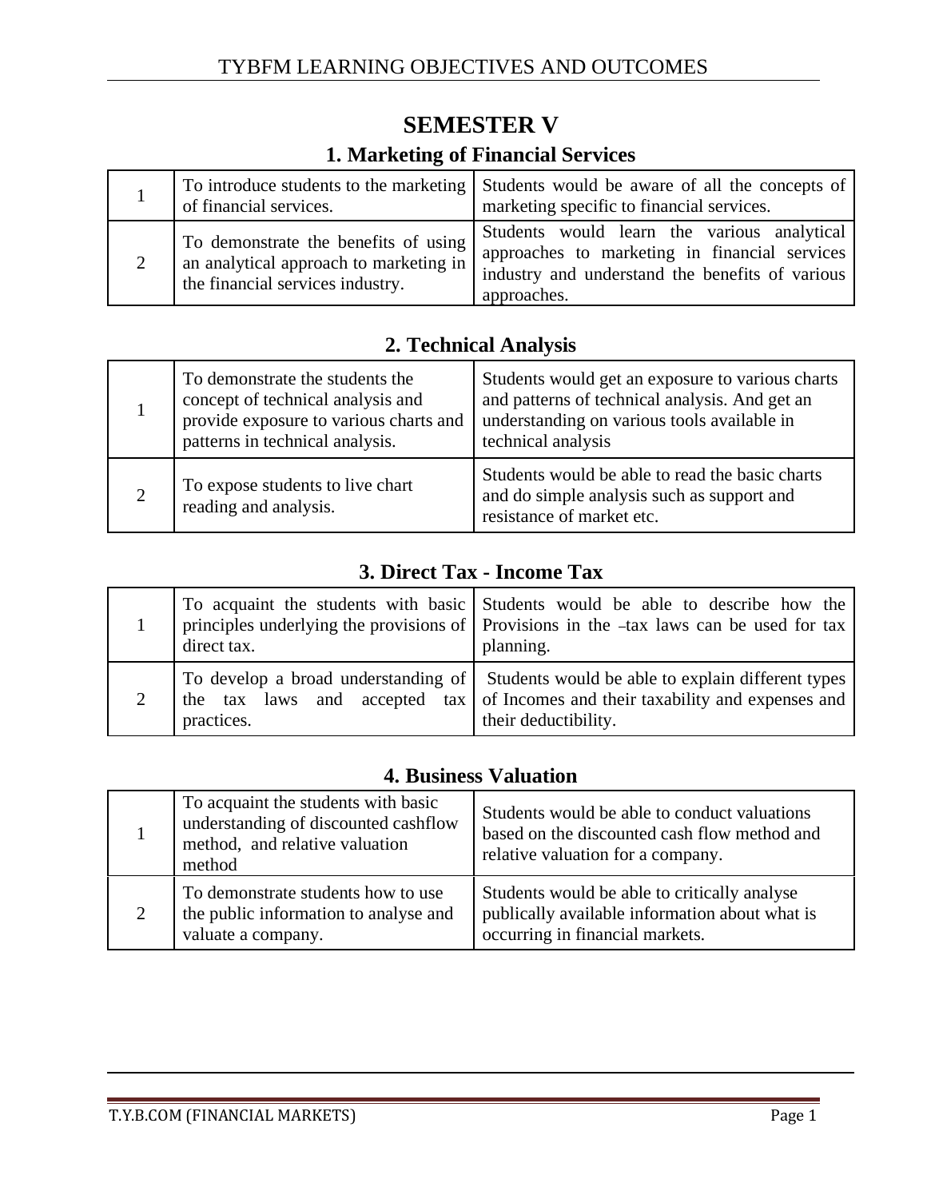# SEMESTER V

## 1. Marketing of Financial Services

| | | |
|---|---|---|
| 1 | To introduce students to the marketing of financial services. | Students would be aware of all the concepts of marketing specific to financial services. |
| 2 | To demonstrate the benefits of using an analytical approach to marketing in the financial services industry. | Students would learn the various analytical approaches to marketing in financial services industry and understand the benefits of various approaches. |

## 2. Technical Analysis

| | | |
|---|---|---|
| 1 | To demonstrate the students the concept of technical analysis and provide exposure to various charts and patterns in technical analysis. | Students would get an exposure to various charts and patterns of technical analysis. And get an understanding on various tools available in technical analysis |
| 2 | To expose students to live chart reading and analysis. | Students would be able to read the basic charts and do simple analysis such as support and resistance of market etc. |

## 3. Direct Tax - Income Tax

| | | |
|---|---|---|
| 1 | To acquaint the students with basic principles underlying the provisions of direct tax. | Students would be able to describe how the Provisions in the -tax laws can be used for tax planning. |
| 2 | To develop a broad understanding of the tax laws and accepted tax practices. | Students would be able to explain different types of Incomes and their taxability and expenses and their deductibility. |

## 4. Business Valuation

| | | |
|---|---|---|
| 1 | To acquaint the students with basic understanding of discounted cashflow method, and relative valuation method | Students would be able to conduct valuations based on the discounted cash flow method and relative valuation for a company. |
| 2 | To demonstrate students how to use the public information to analyse and valuate a company. | Students would be able to critically analyse publically available information about what is occurring in financial markets. |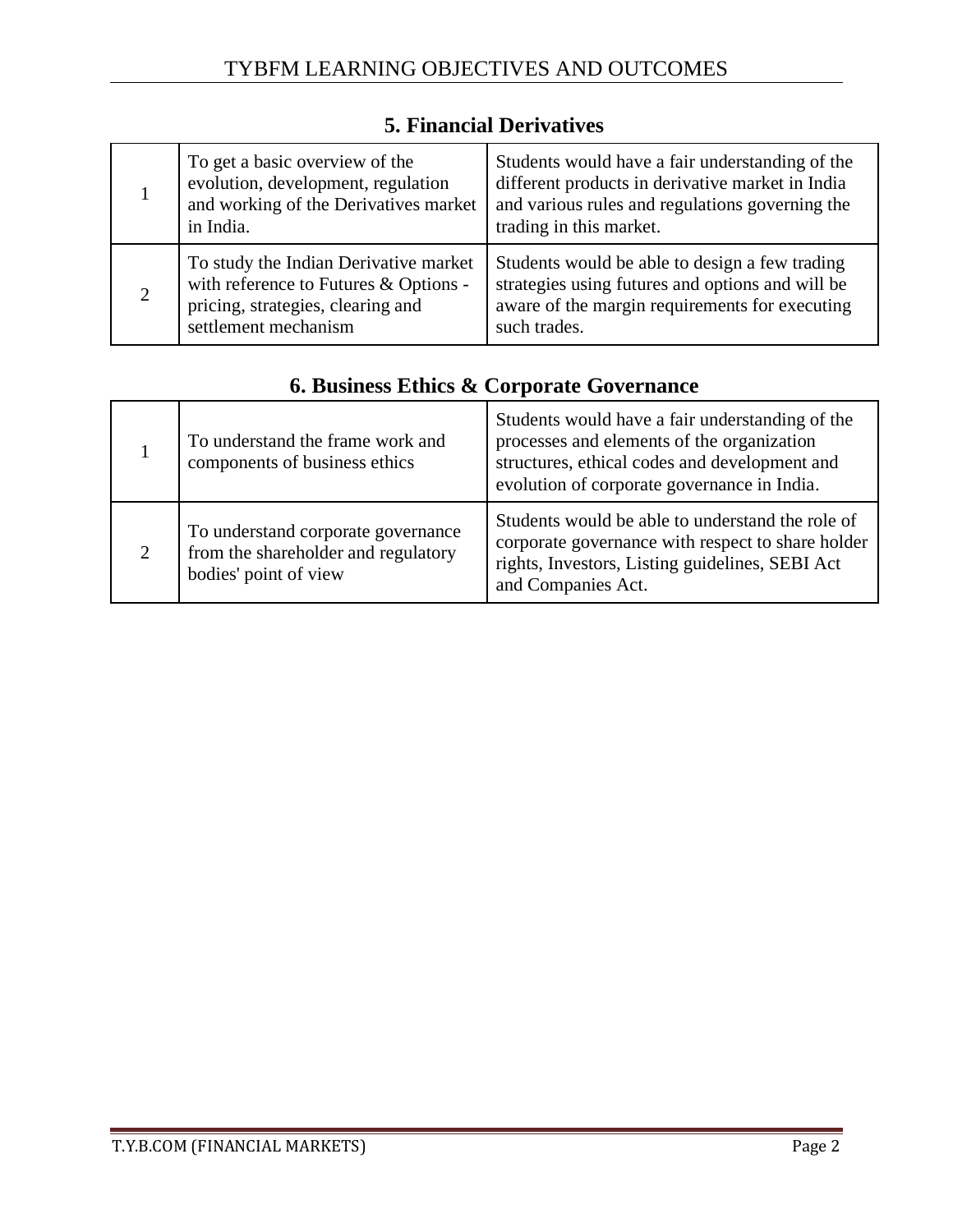## 5. Financial Derivatives

| | | |
|---|---|---|
| 1 | To get a basic overview of the evolution, development, regulation and working of the Derivatives market in India. | Students would have a fair understanding of the different products in derivative market in India and various rules and regulations governing the trading in this market. |
| 2 | To study the Indian Derivative market with reference to Futures & Options - pricing, strategies, clearing and settlement mechanism | Students would be able to design a few trading strategies using futures and options and will be aware of the margin requirements for executing such trades. |

## 6. Business Ethics & Corporate Governance

| | | |
|---|---|---|
| 1 | To understand the frame work and components of business ethics | Students would have a fair understanding of the processes and elements of the organization structures, ethical codes and development and evolution of corporate governance in India. |
| 2 | To understand corporate governance from the shareholder and regulatory bodies' point of view | Students would be able to understand the role of corporate governance with respect to share holder rights, Investors, Listing guidelines, SEBI Act and Companies Act. |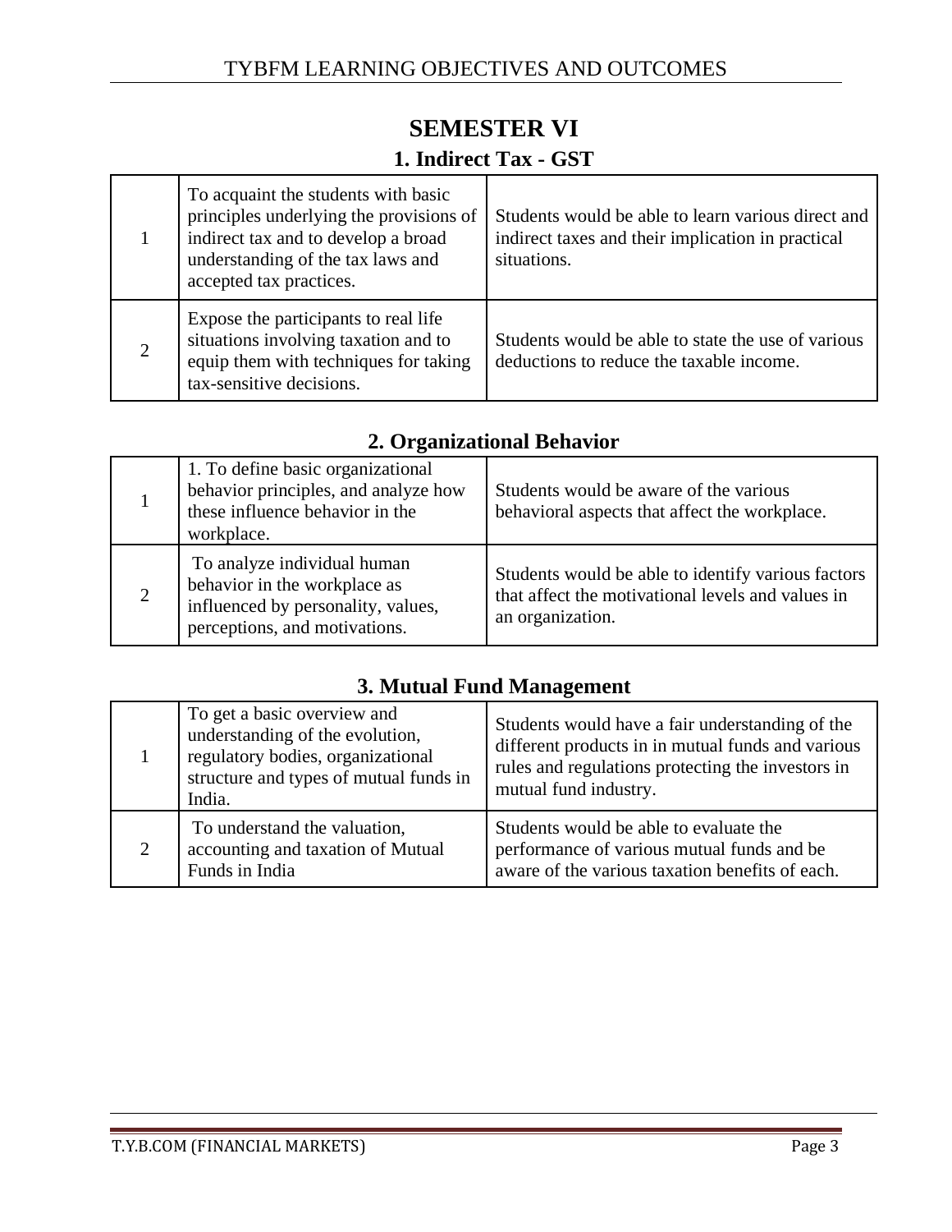# SEMESTER VI

## 1. Indirect Tax - GST

| | | |
|---|---|---|
| 1 | To acquaint the students with basic principles underlying the provisions of indirect tax and to develop a broad understanding of the tax laws and accepted tax practices. | Students would be able to learn various direct and indirect taxes and their implication in practical situations. |
| 2 | Expose the participants to real life situations involving taxation and to equip them with techniques for taking tax-sensitive decisions. | Students would be able to state the use of various deductions to reduce the taxable income. |

## 2. Organizational Behavior

| | | |
|---|---|---|
| 1 | 1. To define basic organizational behavior principles, and analyze how these influence behavior in the workplace. | Students would be aware of the various behavioral aspects that affect the workplace. |
| 2 | To analyze individual human behavior in the workplace as influenced by personality, values, perceptions, and motivations. | Students would be able to identify various factors that affect the motivational levels and values in an organization. |

## 3. Mutual Fund Management

| | | |
|---|---|---|
| 1 | To get a basic overview and understanding of the evolution, regulatory bodies, organizational structure and types of mutual funds in India. | Students would have a fair understanding of the different products in in mutual funds and various rules and regulations protecting the investors in mutual fund industry. |
| 2 | To understand the valuation, accounting and taxation of Mutual Funds in India | Students would be able to evaluate the performance of various mutual funds and be aware of the various taxation benefits of each. |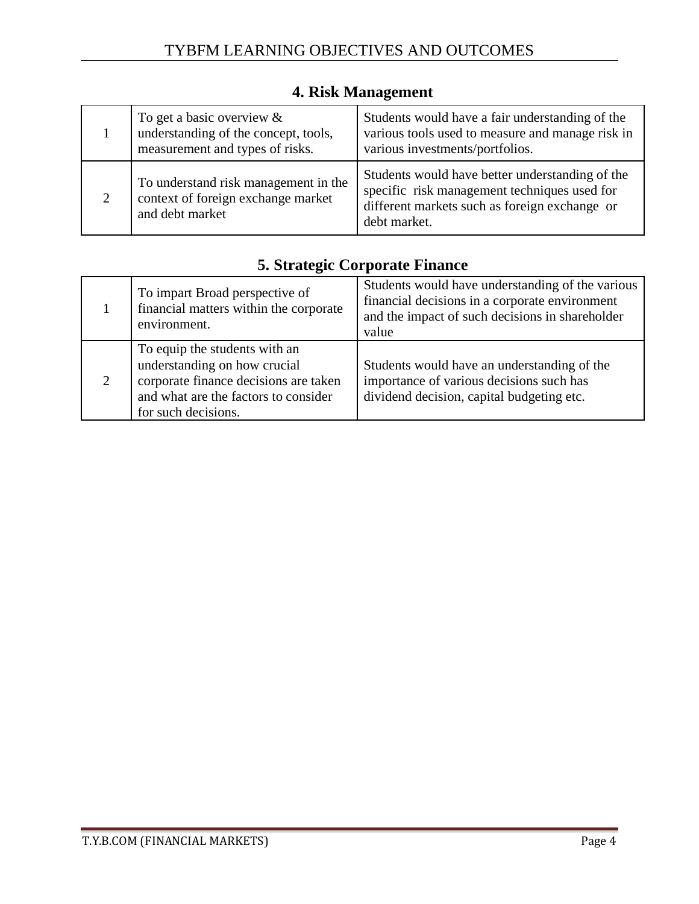## 4. Risk Management

| | | |
|---|---|---|
| 1 | To get a basic overview & understanding of the concept, tools, measurement and types of risks. | Students would have a fair understanding of the various tools used to measure and manage risk in various investments/portfolios. |
| 2 | To understand risk management in the context of foreign exchange market and debt market | Students would have better understanding of the specific risk management techniques used for different markets such as foreign exchange or debt market. |

## 5. Strategic Corporate Finance

| | | |
|---|---|---|
| 1 | To impart Broad perspective of financial matters within the corporate environment. | Students would have understanding of the various financial decisions in a corporate environment and the impact of such decisions in shareholder value |
| 2 | To equip the students with an understanding on how crucial corporate finance decisions are taken and what are the factors to consider for such decisions. | Students would have an understanding of the importance of various decisions such has dividend decision, capital budgeting etc. |